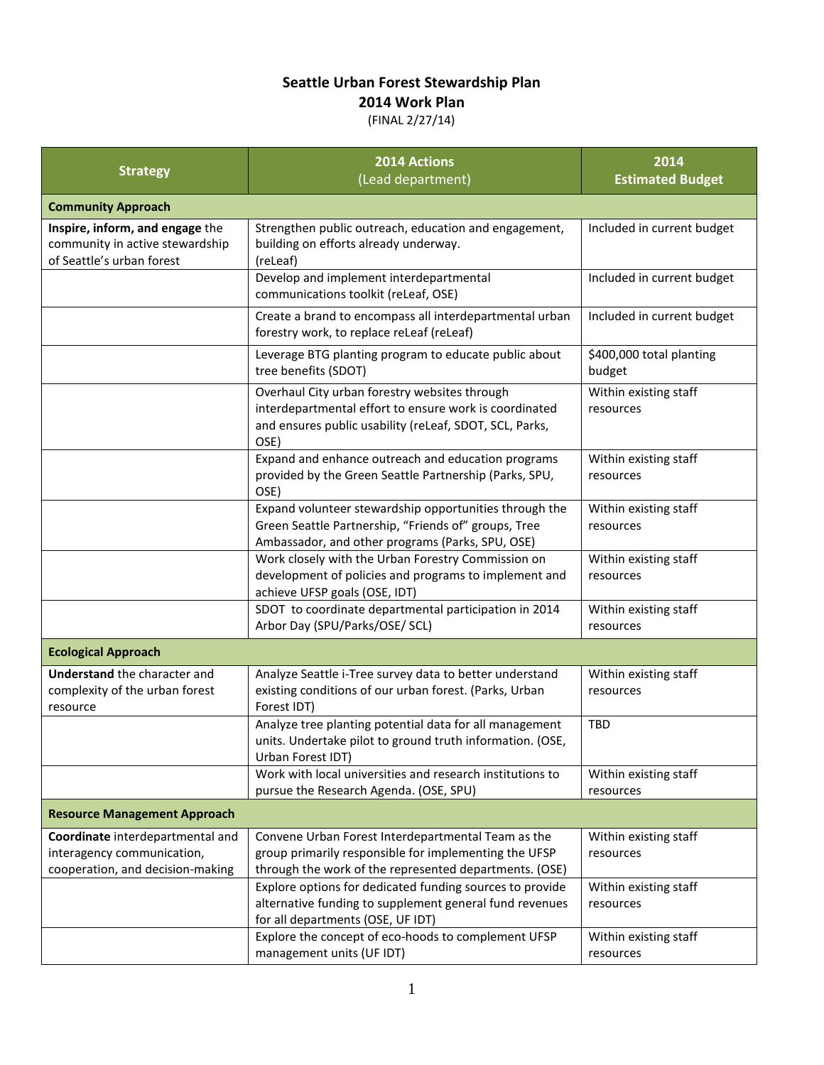**Seattle Urban Forest Stewardship Plan**
**2014 Work Plan**
(FINAL 2/27/14)

| Strategy | 2014 Actions (Lead department) | 2014 Estimated Budget |
|---|---|---|
| **Community Approach** | | |
| **Inspire, inform, and engage** the community in active stewardship of Seattle's urban forest | Strengthen public outreach, education and engagement, building on efforts already underway. (reLeaf) | Included in current budget |
| | Develop and implement interdepartmental communications toolkit (reLeaf, OSE) | Included in current budget |
| | Create a brand to encompass all interdepartmental urban forestry work, to replace reLeaf (reLeaf) | Included in current budget |
| | Leverage BTG planting program to educate public about tree benefits (SDOT) | $400,000 total planting budget |
| | Overhaul City urban forestry websites through interdepartmental effort to ensure work is coordinated and ensures public usability (reLeaf, SDOT, SCL, Parks, OSE) | Within existing staff resources |
| | Expand and enhance outreach and education programs provided by the Green Seattle Partnership (Parks, SPU, OSE) | Within existing staff resources |
| | Expand volunteer stewardship opportunities through the Green Seattle Partnership, "Friends of" groups, Tree Ambassador, and other programs (Parks, SPU, OSE) | Within existing staff resources |
| | Work closely with the Urban Forestry Commission on development of policies and programs to implement and achieve UFSP goals (OSE, IDT) | Within existing staff resources |
| | SDOT to coordinate departmental participation in 2014 Arbor Day (SPU/Parks/OSE/ SCL) | Within existing staff resources |
| **Ecological Approach** | | |
| **Understand** the character and complexity of the urban forest resource | Analyze Seattle i-Tree survey data to better understand existing conditions of our urban forest. (Parks, Urban Forest IDT) | Within existing staff resources |
| | Analyze tree planting potential data for all management units. Undertake pilot to ground truth information. (OSE, Urban Forest IDT) | TBD |
| | Work with local universities and research institutions to pursue the Research Agenda. (OSE, SPU) | Within existing staff resources |
| **Resource Management Approach** | | |
| **Coordinate** interdepartmental and interagency communication, cooperation, and decision-making | Convene Urban Forest Interdepartmental Team as the group primarily responsible for implementing the UFSP through the work of the represented departments. (OSE) | Within existing staff resources |
| | Explore options for dedicated funding sources to provide alternative funding to supplement general fund revenues for all departments (OSE, UF IDT) | Within existing staff resources |
| | Explore the concept of eco-hoods to complement UFSP management units (UF IDT) | Within existing staff resources |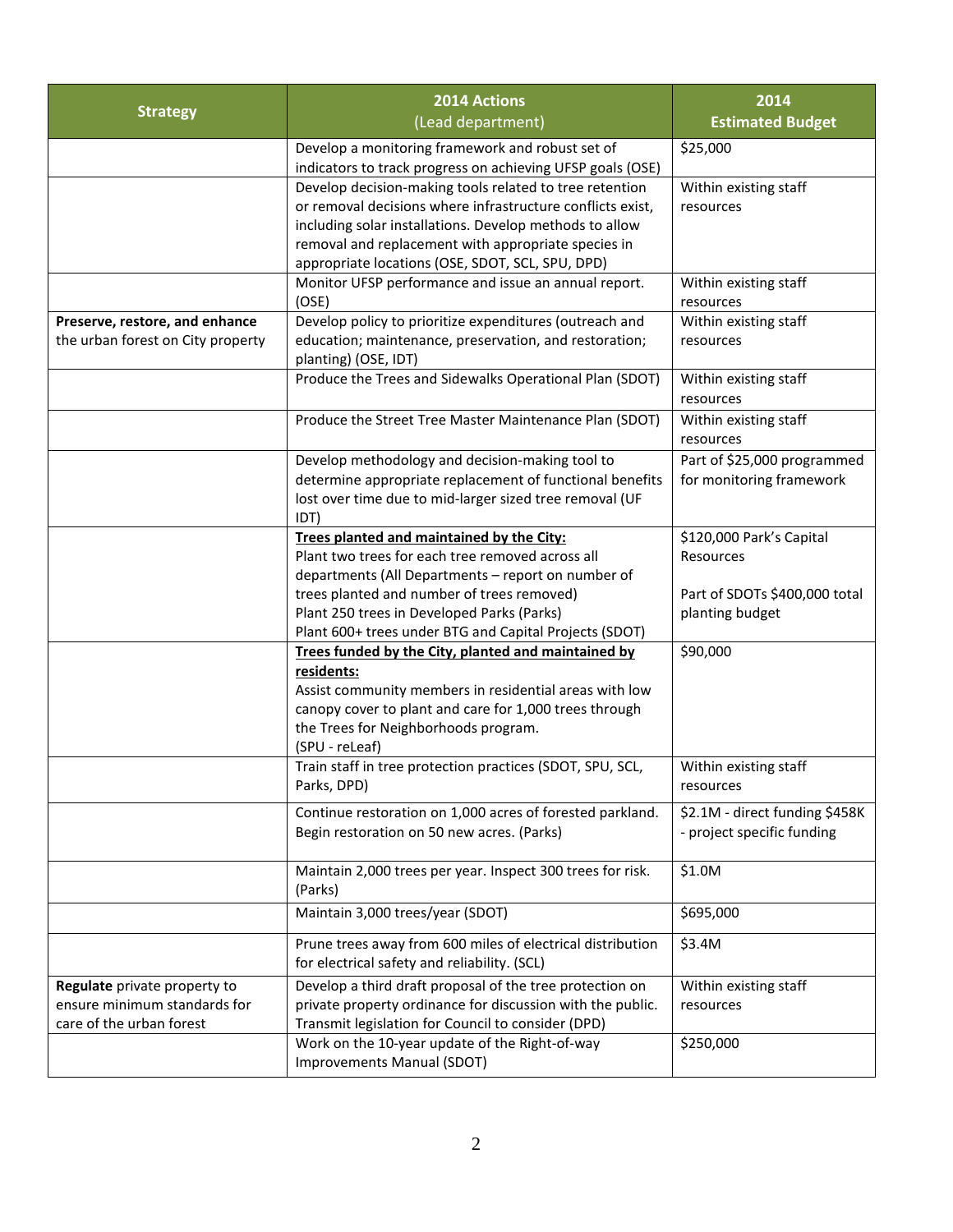| Strategy | 2014 Actions (Lead department) | 2014 Estimated Budget |
|---|---|---|
| | Develop a monitoring framework and robust set of indicators to track progress on achieving UFSP goals (OSE) | $25,000 |
| | Develop decision-making tools related to tree retention or removal decisions where infrastructure conflicts exist, including solar installations. Develop methods to allow removal and replacement with appropriate species in appropriate locations (OSE, SDOT, SCL, SPU, DPD) | Within existing staff resources |
| | Monitor UFSP performance and issue an annual report. (OSE) | Within existing staff resources |
| **Preserve, restore, and enhance** the urban forest on City property | Develop policy to prioritize expenditures (outreach and education; maintenance, preservation, and restoration; planting) (OSE, IDT) | Within existing staff resources |
| | Produce the Trees and Sidewalks Operational Plan (SDOT) | Within existing staff resources |
| | Produce the Street Tree Master Maintenance Plan (SDOT) | Within existing staff resources |
| | Develop methodology and decision-making tool to determine appropriate replacement of functional benefits lost over time due to mid-larger sized tree removal (UF IDT) | Part of $25,000 programmed for monitoring framework |
| | **Trees planted and maintained by the City:**<br>Plant two trees for each tree removed across all departments (All Departments – report on number of trees planted and number of trees removed)<br>Plant 250 trees in Developed Parks (Parks)<br>Plant 600+ trees under BTG and Capital Projects (SDOT) | $120,000 Park's Capital Resources<br><br>Part of SDOTs $400,000 total planting budget |
| | **Trees funded by the City, planted and maintained by residents:**<br>Assist community members in residential areas with low canopy cover to plant and care for 1,000 trees through the Trees for Neighborhoods program.<br>(SPU - reLeaf) | $90,000 |
| | Train staff in tree protection practices (SDOT, SPU, SCL, Parks, DPD) | Within existing staff resources |
| | Continue restoration on 1,000 acres of forested parkland. Begin restoration on 50 new acres. (Parks) | $2.1M - direct funding $458K - project specific funding |
| | Maintain 2,000 trees per year. Inspect 300 trees for risk. (Parks) | $1.0M |
| | Maintain 3,000 trees/year (SDOT) | $695,000 |
| | Prune trees away from 600 miles of electrical distribution for electrical safety and reliability. (SCL) | $3.4M |
| **Regulate** private property to ensure minimum standards for care of the urban forest | Develop a third draft proposal of the tree protection on private property ordinance for discussion with the public. Transmit legislation for Council to consider (DPD) | Within existing staff resources |
| | Work on the 10-year update of the Right-of-way Improvements Manual (SDOT) | $250,000 |